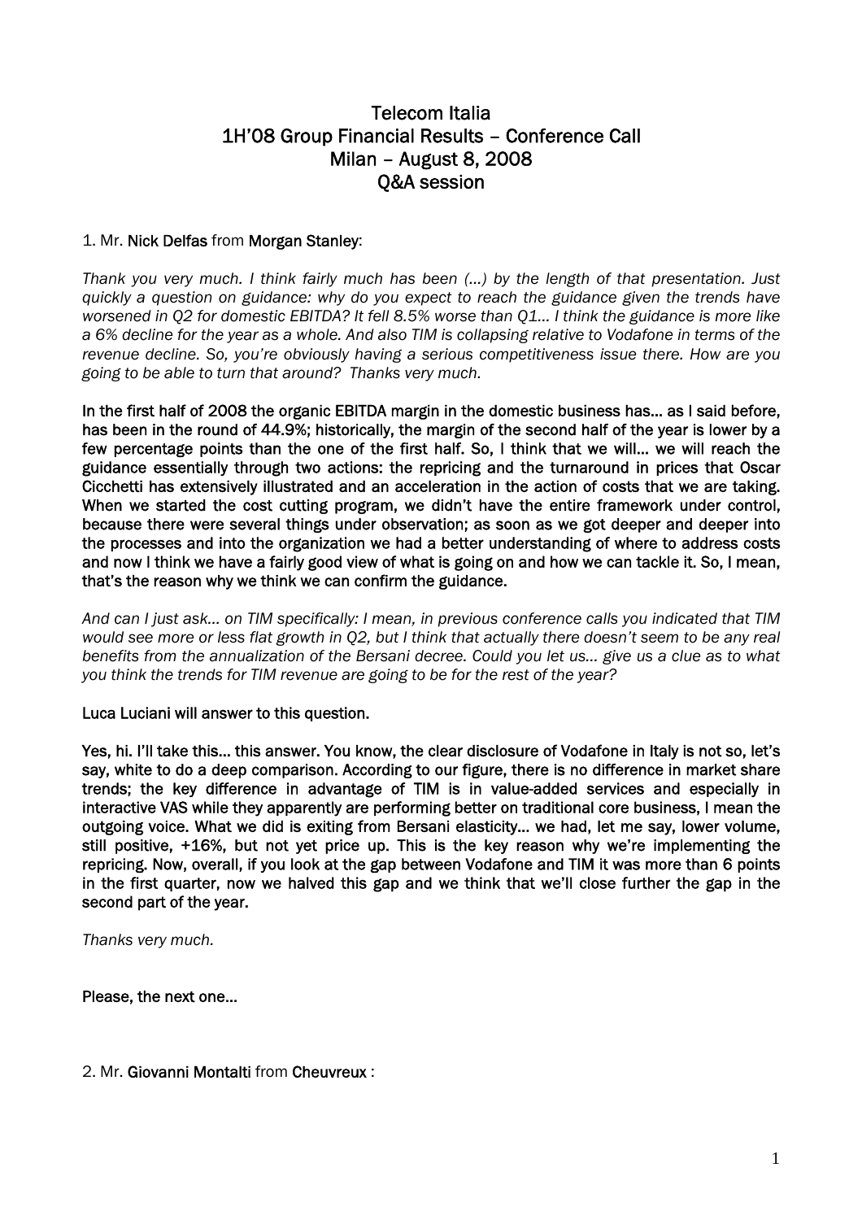# Telecom Italia
# 1H'08 Group Financial Results – Conference Call
# Milan – August 8, 2008
# Q&A session

1. Mr. **Nick Delfas** from **Morgan Stanley**:

*Thank you very much. I think fairly much has been (…) by the length of that presentation. Just quickly a question on guidance: why do you expect to reach the guidance given the trends have worsened in Q2 for domestic EBITDA? It fell 8.5% worse than Q1… I think the guidance is more like a 6% decline for the year as a whole. And also TIM is collapsing relative to Vodafone in terms of the revenue decline. So, you're obviously having a serious competitiveness issue there. How are you going to be able to turn that around? Thanks very much.*

**In the first half of 2008 the organic EBITDA margin in the domestic business has… as I said before, has been in the round of 44.9%; historically, the margin of the second half of the year is lower by a few percentage points than the one of the first half. So, I think that we will… we will reach the guidance essentially through two actions: the repricing and the turnaround in prices that Oscar Cicchetti has extensively illustrated and an acceleration in the action of costs that we are taking. When we started the cost cutting program, we didn't have the entire framework under control, because there were several things under observation; as soon as we got deeper and deeper into the processes and into the organization we had a better understanding of where to address costs and now I think we have a fairly good view of what is going on and how we can tackle it. So, I mean, that's the reason why we think we can confirm the guidance.**

*And can I just ask… on TIM specifically: I mean, in previous conference calls you indicated that TIM would see more or less flat growth in Q2, but I think that actually there doesn't seem to be any real benefits from the annualization of the Bersani decree. Could you let us… give us a clue as to what you think the trends for TIM revenue are going to be for the rest of the year?*

**Luca Luciani will answer to this question.**

**Yes, hi. I'll take this… this answer. You know, the clear disclosure of Vodafone in Italy is not so, let's say, white to do a deep comparison. According to our figure, there is no difference in market share trends; the key difference in advantage of TIM is in value-added services and especially in interactive VAS while they apparently are performing better on traditional core business, I mean the outgoing voice. What we did is exiting from Bersani elasticity… we had, let me say, lower volume, still positive, +16%, but not yet price up. This is the key reason why we're implementing the repricing. Now, overall, if you look at the gap between Vodafone and TIM it was more than 6 points in the first quarter, now we halved this gap and we think that we'll close further the gap in the second part of the year.**

*Thanks very much.*

**Please, the next one…**

2. Mr. **Giovanni Montalti** from **Cheuvreux** :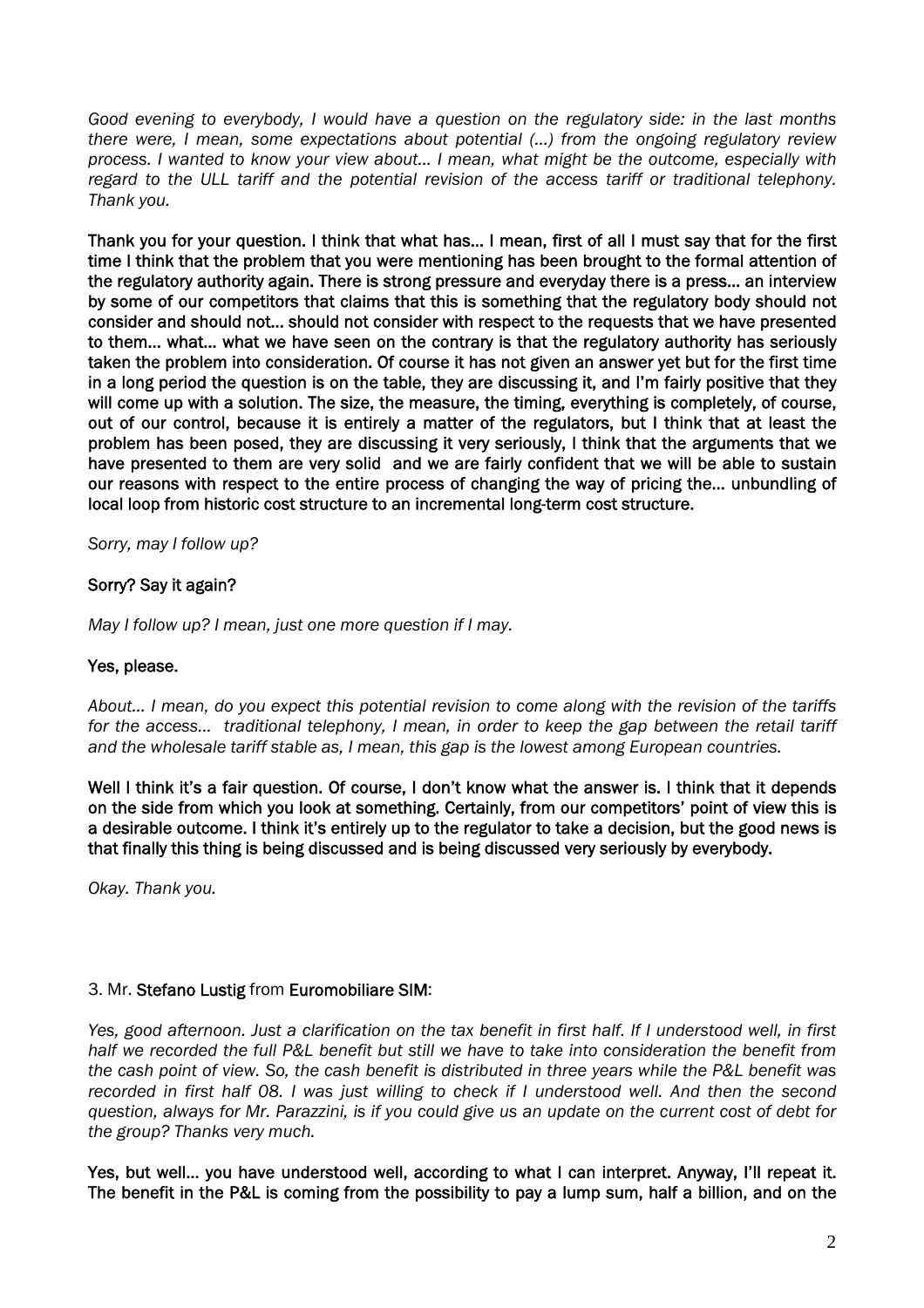*Good evening to everybody, I would have a question on the regulatory side: in the last months there were, I mean, some expectations about potential (…) from the ongoing regulatory review process. I wanted to know your view about… I mean, what might be the outcome, especially with regard to the ULL tariff and the potential revision of the access tariff or traditional telephony. Thank you.*

**Thank you for your question. I think that what has… I mean, first of all I must say that for the first time I think that the problem that you were mentioning has been brought to the formal attention of the regulatory authority again. There is strong pressure and everyday there is a press… an interview by some of our competitors that claims that this is something that the regulatory body should not consider and should not… should not consider with respect to the requests that we have presented to them… what… what we have seen on the contrary is that the regulatory authority has seriously taken the problem into consideration. Of course it has not given an answer yet but for the first time in a long period the question is on the table, they are discussing it, and I'm fairly positive that they will come up with a solution. The size, the measure, the timing, everything is completely, of course, out of our control, because it is entirely a matter of the regulators, but I think that at least the problem has been posed, they are discussing it very seriously, I think that the arguments that we have presented to them are very solid and we are fairly confident that we will be able to sustain our reasons with respect to the entire process of changing the way of pricing the… unbundling of local loop from historic cost structure to an incremental long-term cost structure.**

*Sorry, may I follow up?*

**Sorry? Say it again?**

*May I follow up? I mean, just one more question if I may.*

**Yes, please.**

*About… I mean, do you expect this potential revision to come along with the revision of the tariffs for the access… traditional telephony, I mean, in order to keep the gap between the retail tariff and the wholesale tariff stable as, I mean, this gap is the lowest among European countries.*

**Well I think it's a fair question. Of course, I don't know what the answer is. I think that it depends on the side from which you look at something. Certainly, from our competitors' point of view this is a desirable outcome. I think it's entirely up to the regulator to take a decision, but the good news is that finally this thing is being discussed and is being discussed very seriously by everybody.**

*Okay. Thank you.*

3. Mr. **Stefano Lustig** from **Euromobiliare SIM**:

*Yes, good afternoon. Just a clarification on the tax benefit in first half. If I understood well, in first half we recorded the full P&L benefit but still we have to take into consideration the benefit from the cash point of view. So, the cash benefit is distributed in three years while the P&L benefit was recorded in first half 08. I was just willing to check if I understood well. And then the second question, always for Mr. Parazzini, is if you could give us an update on the current cost of debt for the group? Thanks very much.*

**Yes, but well… you have understood well, according to what I can interpret. Anyway, I'll repeat it. The benefit in the P&L is coming from the possibility to pay a lump sum, half a billion, and on the**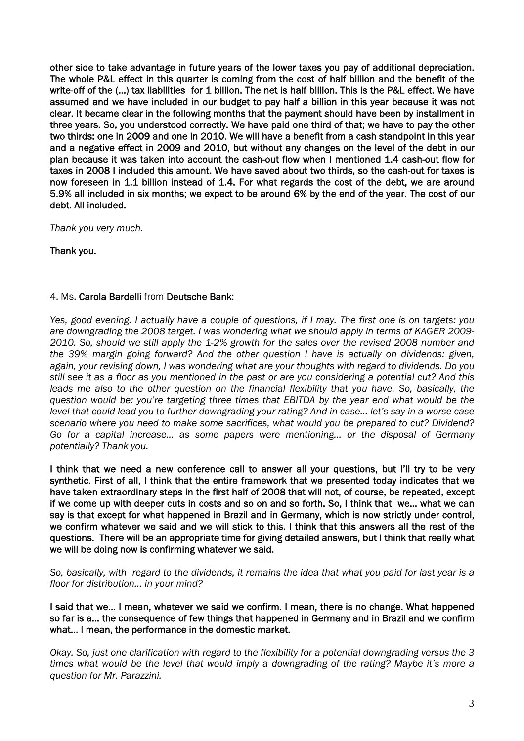**other side to take advantage in future years of the lower taxes you pay of additional depreciation. The whole P&L effect in this quarter is coming from the cost of half billion and the benefit of the write-off of the (…) tax liabilities for 1 billion. The net is half billion. This is the P&L effect. We have assumed and we have included in our budget to pay half a billion in this year because it was not clear. It became clear in the following months that the payment should have been by installment in three years. So, you understood correctly. We have paid one third of that; we have to pay the other two thirds: one in 2009 and one in 2010. We will have a benefit from a cash standpoint in this year and a negative effect in 2009 and 2010, but without any changes on the level of the debt in our plan because it was taken into account the cash-out flow when I mentioned 1.4 cash-out flow for taxes in 2008 I included this amount. We have saved about two thirds, so the cash-out for taxes is now foreseen in 1.1 billion instead of 1.4. For what regards the cost of the debt, we are around 5.9% all included in six months; we expect to be around 6% by the end of the year. The cost of our debt. All included.**

*Thank you very much.*

**Thank you.**

4. Ms. **Carola Bardelli** from **Deutsche Bank**:

*Yes, good evening. I actually have a couple of questions, if I may. The first one is on targets: you are downgrading the 2008 target. I was wondering what we should apply in terms of KAGER 2009-2010. So, should we still apply the 1-2% growth for the sales over the revised 2008 number and the 39% margin going forward? And the other question I have is actually on dividends: given, again, your revising down, I was wondering what are your thoughts with regard to dividends. Do you still see it as a floor as you mentioned in the past or are you considering a potential cut? And this leads me also to the other question on the financial flexibility that you have. So, basically, the question would be: you're targeting three times that EBITDA by the year end what would be the level that could lead you to further downgrading your rating? And in case… let's say in a worse case scenario where you need to make some sacrifices, what would you be prepared to cut? Dividend? Go for a capital increase… as some papers were mentioning… or the disposal of Germany potentially? Thank you.*

**I think that we need a new conference call to answer all your questions, but I'll try to be very synthetic. First of all, I think that the entire framework that we presented today indicates that we have taken extraordinary steps in the first half of 2008 that will not, of course, be repeated, except if we come up with deeper cuts in costs and so on and so forth. So, I think that we… what we can say is that except for what happened in Brazil and in Germany, which is now strictly under control, we confirm whatever we said and we will stick to this. I think that this answers all the rest of the questions. There will be an appropriate time for giving detailed answers, but I think that really what we will be doing now is confirming whatever we said.**

*So, basically, with regard to the dividends, it remains the idea that what you paid for last year is a floor for distribution… in your mind?*

**I said that we… I mean, whatever we said we confirm. I mean, there is no change. What happened so far is a… the consequence of few things that happened in Germany and in Brazil and we confirm what… I mean, the performance in the domestic market.**

*Okay. So, just one clarification with regard to the flexibility for a potential downgrading versus the 3 times what would be the level that would imply a downgrading of the rating? Maybe it's more a question for Mr. Parazzini.*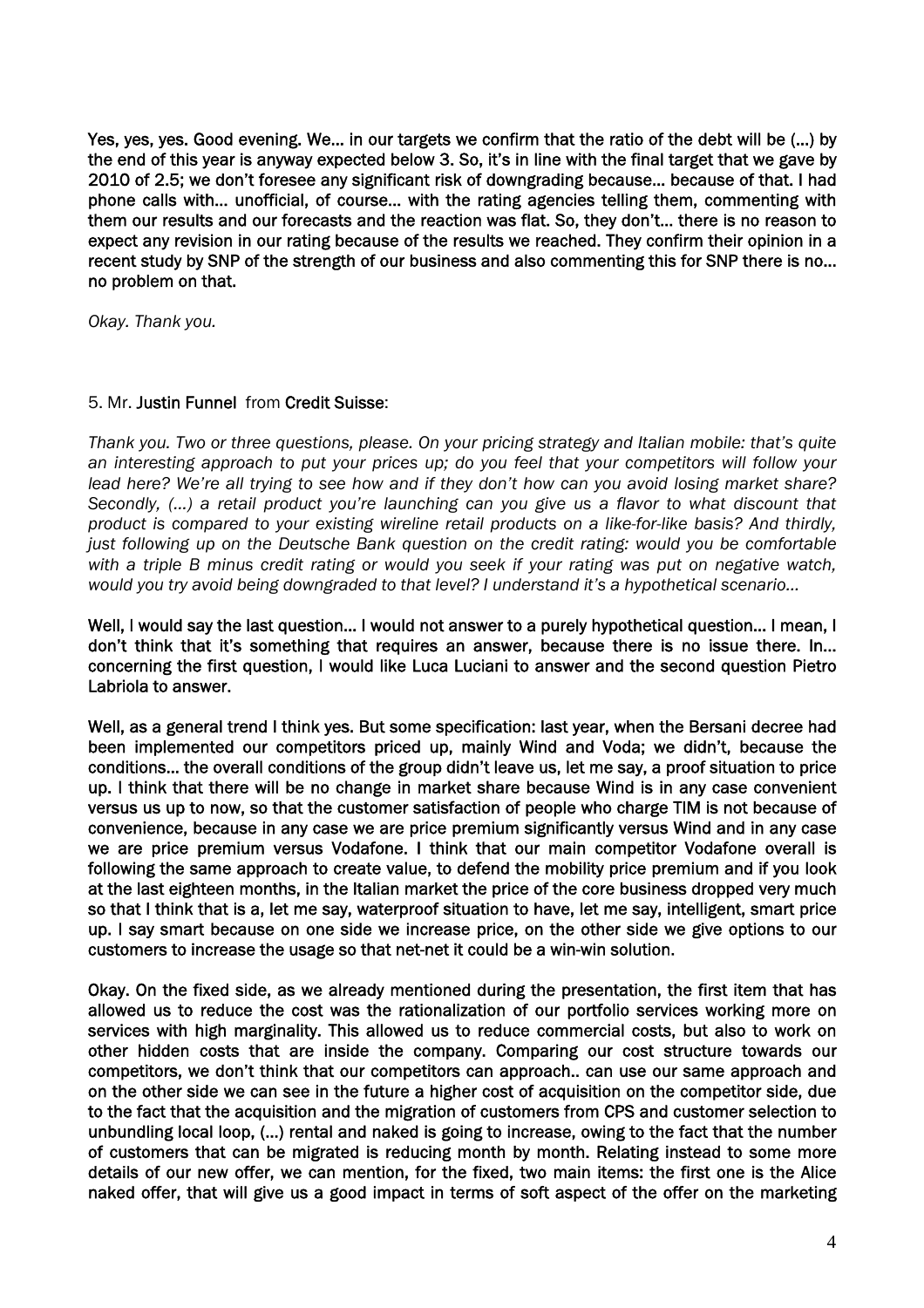**Yes, yes, yes. Good evening. We… in our targets we confirm that the ratio of the debt will be (…) by the end of this year is anyway expected below 3. So, it's in line with the final target that we gave by 2010 of 2.5; we don't foresee any significant risk of downgrading because… because of that. I had phone calls with… unofficial, of course… with the rating agencies telling them, commenting with them our results and our forecasts and the reaction was flat. So, they don't… there is no reason to expect any revision in our rating because of the results we reached. They confirm their opinion in a recent study by SNP of the strength of our business and also commenting this for SNP there is no… no problem on that.**

*Okay. Thank you.*

5. Mr. **Justin Funnel** from **Credit Suisse**:

*Thank you. Two or three questions, please. On your pricing strategy and Italian mobile: that's quite an interesting approach to put your prices up; do you feel that your competitors will follow your lead here? We're all trying to see how and if they don't how can you avoid losing market share? Secondly, (…) a retail product you're launching can you give us a flavor to what discount that product is compared to your existing wireline retail products on a like-for-like basis? And thirdly, just following up on the Deutsche Bank question on the credit rating: would you be comfortable with a triple B minus credit rating or would you seek if your rating was put on negative watch, would you try avoid being downgraded to that level? I understand it's a hypothetical scenario…*

**Well, I would say the last question… I would not answer to a purely hypothetical question… I mean, I don't think that it's something that requires an answer, because there is no issue there. In… concerning the first question, I would like Luca Luciani to answer and the second question Pietro Labriola to answer.**

**Well, as a general trend I think yes. But some specification: last year, when the Bersani decree had been implemented our competitors priced up, mainly Wind and Voda; we didn't, because the conditions… the overall conditions of the group didn't leave us, let me say, a proof situation to price up. I think that there will be no change in market share because Wind is in any case convenient versus us up to now, so that the customer satisfaction of people who charge TIM is not because of convenience, because in any case we are price premium significantly versus Wind and in any case we are price premium versus Vodafone. I think that our main competitor Vodafone overall is following the same approach to create value, to defend the mobility price premium and if you look at the last eighteen months, in the Italian market the price of the core business dropped very much so that I think that is a, let me say, waterproof situation to have, let me say, intelligent, smart price up. I say smart because on one side we increase price, on the other side we give options to our customers to increase the usage so that net-net it could be a win-win solution.**

**Okay. On the fixed side, as we already mentioned during the presentation, the first item that has allowed us to reduce the cost was the rationalization of our portfolio services working more on services with high marginality. This allowed us to reduce commercial costs, but also to work on other hidden costs that are inside the company. Comparing our cost structure towards our competitors, we don't think that our competitors can approach.. can use our same approach and on the other side we can see in the future a higher cost of acquisition on the competitor side, due to the fact that the acquisition and the migration of customers from CPS and customer selection to unbundling local loop, (…) rental and naked is going to increase, owing to the fact that the number of customers that can be migrated is reducing month by month. Relating instead to some more details of our new offer, we can mention, for the fixed, two main items: the first one is the Alice naked offer, that will give us a good impact in terms of soft aspect of the offer on the marketing**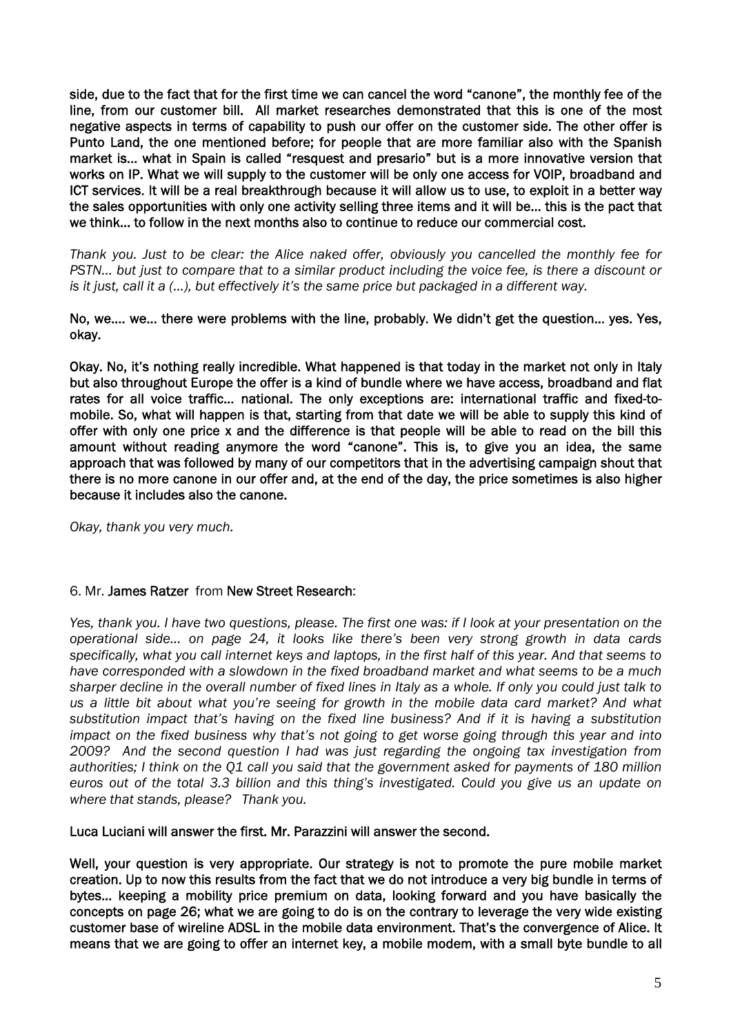**side, due to the fact that for the first time we can cancel the word "canone", the monthly fee of the line, from our customer bill. All market researches demonstrated that this is one of the most negative aspects in terms of capability to push our offer on the customer side. The other offer is Punto Land, the one mentioned before; for people that are more familiar also with the Spanish market is... what in Spain is called "resquest and presario" but is a more innovative version that works on IP. What we will supply to the customer will be only one access for VOIP, broadband and ICT services. It will be a real breakthrough because it will allow us to use, to exploit in a better way the sales opportunities with only one activity selling three items and it will be... this is the pact that we think... to follow in the next months also to continue to reduce our commercial cost.**

*Thank you. Just to be clear: the Alice naked offer, obviously you cancelled the monthly fee for PSTN... but just to compare that to a similar product including the voice fee, is there a discount or is it just, call it a (...), but effectively it's the same price but packaged in a different way.*

**No, we.... we... there were problems with the line, probably. We didn't get the question... yes. Yes, okay.**

**Okay. No, it's nothing really incredible. What happened is that today in the market not only in Italy but also throughout Europe the offer is a kind of bundle where we have access, broadband and flat rates for all voice traffic... national. The only exceptions are: international traffic and fixed-to-mobile. So, what will happen is that, starting from that date we will be able to supply this kind of offer with only one price x and the difference is that people will be able to read on the bill this amount without reading anymore the word "canone". This is, to give you an idea, the same approach that was followed by many of our competitors that in the advertising campaign shout that there is no more canone in our offer and, at the end of the day, the price sometimes is also higher because it includes also the canone.**

*Okay, thank you very much.*

6. Mr. **James Ratzer** from **New Street Research**:

*Yes, thank you. I have two questions, please. The first one was: if I look at your presentation on the operational side... on page 24, it looks like there's been very strong growth in data cards specifically, what you call internet keys and laptops, in the first half of this year. And that seems to have corresponded with a slowdown in the fixed broadband market and what seems to be a much sharper decline in the overall number of fixed lines in Italy as a whole. If only you could just talk to us a little bit about what you're seeing for growth in the mobile data card market? And what substitution impact that's having on the fixed line business? And if it is having a substitution impact on the fixed business why that's not going to get worse going through this year and into 2009? And the second question I had was just regarding the ongoing tax investigation from authorities; I think on the Q1 call you said that the government asked for payments of 180 million euros out of the total 3.3 billion and this thing's investigated. Could you give us an update on where that stands, please? Thank you.*

**Luca Luciani will answer the first. Mr. Parazzini will answer the second.**

**Well, your question is very appropriate. Our strategy is not to promote the pure mobile market creation. Up to now this results from the fact that we do not introduce a very big bundle in terms of bytes... keeping a mobility price premium on data, looking forward and you have basically the concepts on page 26; what we are going to do is on the contrary to leverage the very wide existing customer base of wireline ADSL in the mobile data environment. That's the convergence of Alice. It means that we are going to offer an internet key, a mobile modem, with a small byte bundle to all**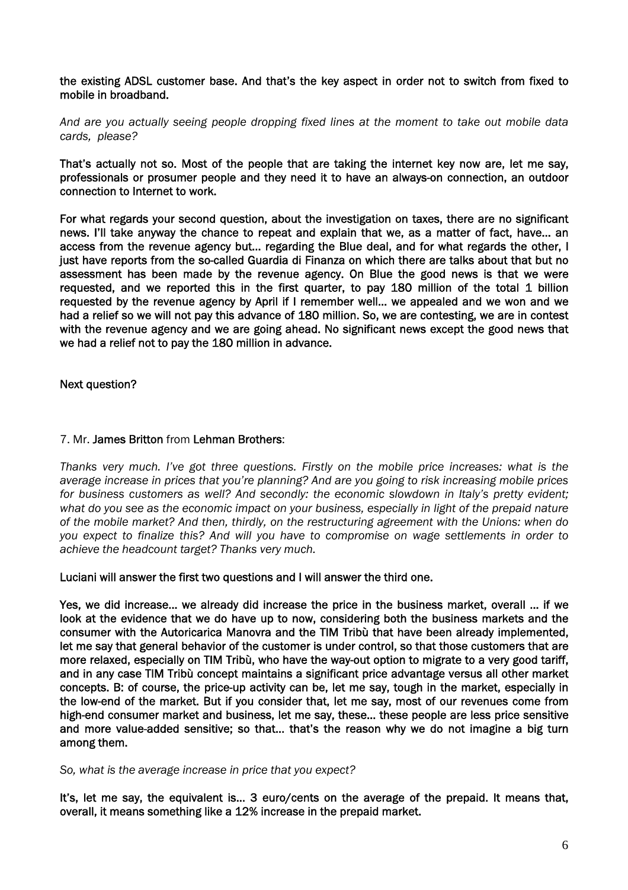**the existing ADSL customer base. And that's the key aspect in order not to switch from fixed to mobile in broadband.**

*And are you actually seeing people dropping fixed lines at the moment to take out mobile data cards, please?*

**That's actually not so. Most of the people that are taking the internet key now are, let me say, professionals or prosumer people and they need it to have an always-on connection, an outdoor connection to Internet to work.**

**For what regards your second question, about the investigation on taxes, there are no significant news. I'll take anyway the chance to repeat and explain that we, as a matter of fact, have… an access from the revenue agency but… regarding the Blue deal, and for what regards the other, I just have reports from the so-called Guardia di Finanza on which there are talks about that but no assessment has been made by the revenue agency. On Blue the good news is that we were requested, and we reported this in the first quarter, to pay 180 million of the total 1 billion requested by the revenue agency by April if I remember well… we appealed and we won and we had a relief so we will not pay this advance of 180 million. So, we are contesting, we are in contest with the revenue agency and we are going ahead. No significant news except the good news that we had a relief not to pay the 180 million in advance.**

**Next question?**

7. Mr. **James Britton** from **Lehman Brothers**:

*Thanks very much. I've got three questions. Firstly on the mobile price increases: what is the average increase in prices that you're planning? And are you going to risk increasing mobile prices for business customers as well? And secondly: the economic slowdown in Italy's pretty evident; what do you see as the economic impact on your business, especially in light of the prepaid nature of the mobile market? And then, thirdly, on the restructuring agreement with the Unions: when do you expect to finalize this? And will you have to compromise on wage settlements in order to achieve the headcount target? Thanks very much.*

**Luciani will answer the first two questions and I will answer the third one.**

**Yes, we did increase… we already did increase the price in the business market, overall … if we look at the evidence that we do have up to now, considering both the business markets and the consumer with the Autoricarica Manovra and the TIM Tribù that have been already implemented, let me say that general behavior of the customer is under control, so that those customers that are more relaxed, especially on TIM Tribù, who have the way-out option to migrate to a very good tariff, and in any case TIM Tribù concept maintains a significant price advantage versus all other market concepts. B: of course, the price-up activity can be, let me say, tough in the market, especially in the low-end of the market. But if you consider that, let me say, most of our revenues come from high-end consumer market and business, let me say, these… these people are less price sensitive and more value-added sensitive; so that… that's the reason why we do not imagine a big turn among them.**

*So, what is the average increase in price that you expect?*

**It's, let me say, the equivalent is… 3 euro/cents on the average of the prepaid. It means that, overall, it means something like a 12% increase in the prepaid market.**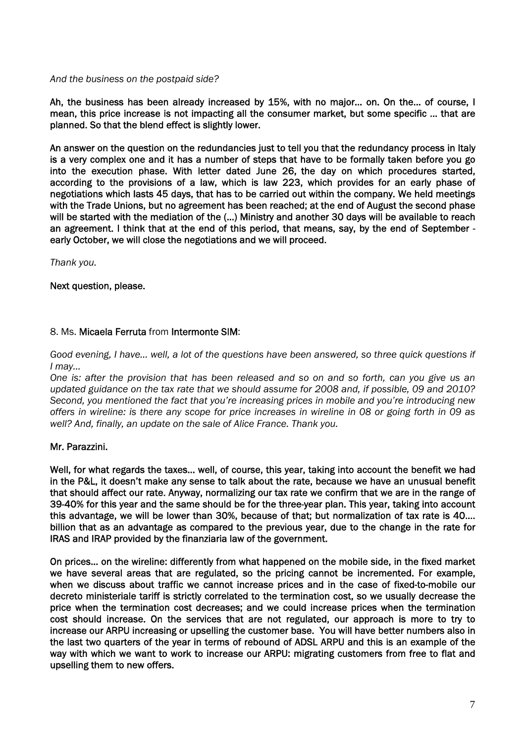*And the business on the postpaid side?*

**Ah, the business has been already increased by 15%, with no major… on. On the… of course, I mean, this price increase is not impacting all the consumer market, but some specific … that are planned. So that the blend effect is slightly lower.**

**An answer on the question on the redundancies just to tell you that the redundancy process in Italy is a very complex one and it has a number of steps that have to be formally taken before you go into the execution phase. With letter dated June 26, the day on which procedures started, according to the provisions of a law, which is law 223, which provides for an early phase of negotiations which lasts 45 days, that has to be carried out within the company. We held meetings with the Trade Unions, but no agreement has been reached; at the end of August the second phase will be started with the mediation of the (…) Ministry and another 30 days will be available to reach an agreement. I think that at the end of this period, that means, say, by the end of September - early October, we will close the negotiations and we will proceed.**

*Thank you.*

**Next question, please.**

8. Ms. **Micaela Ferruta** from **Intermonte SIM**:

*Good evening, I have… well, a lot of the questions have been answered, so three quick questions if I may…*

*One is: after the provision that has been released and so on and so forth, can you give us an updated guidance on the tax rate that we should assume for 2008 and, if possible, 09 and 2010? Second, you mentioned the fact that you're increasing prices in mobile and you're introducing new offers in wireline: is there any scope for price increases in wireline in 08 or going forth in 09 as well? And, finally, an update on the sale of Alice France. Thank you.*

**Mr. Parazzini.**

**Well, for what regards the taxes… well, of course, this year, taking into account the benefit we had in the P&L, it doesn't make any sense to talk about the rate, because we have an unusual benefit that should affect our rate. Anyway, normalizing our tax rate we confirm that we are in the range of 39-40% for this year and the same should be for the three-year plan. This year, taking into account this advantage, we will be lower than 30%, because of that; but normalization of tax rate is 40…. billion that as an advantage as compared to the previous year, due to the change in the rate for IRAS and IRAP provided by the finanziaria law of the government.**

**On prices… on the wireline: differently from what happened on the mobile side, in the fixed market we have several areas that are regulated, so the pricing cannot be incremented. For example, when we discuss about traffic we cannot increase prices and in the case of fixed-to-mobile our decreto ministeriale tariff is strictly correlated to the termination cost, so we usually decrease the price when the termination cost decreases; and we could increase prices when the termination cost should increase. On the services that are not regulated, our approach is more to try to increase our ARPU increasing or upselling the customer base. You will have better numbers also in the last two quarters of the year in terms of rebound of ADSL ARPU and this is an example of the way with which we want to work to increase our ARPU: migrating customers from free to flat and upselling them to new offers.**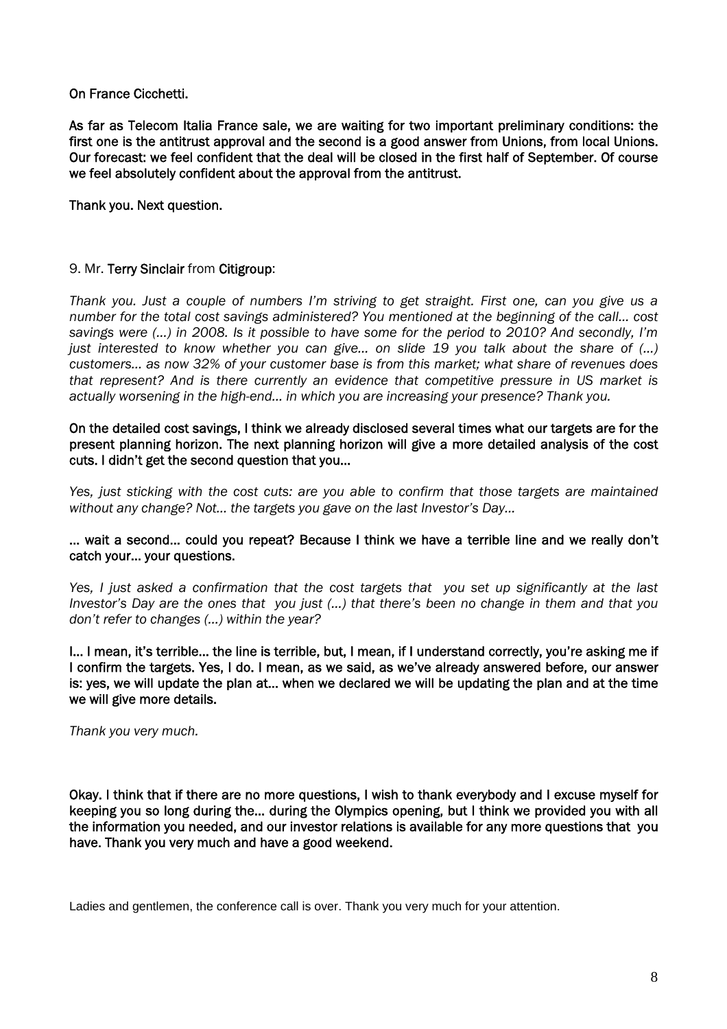**On France Cicchetti.**

**As far as Telecom Italia France sale, we are waiting for two important preliminary conditions: the first one is the antitrust approval and the second is a good answer from Unions, from local Unions. Our forecast: we feel confident that the deal will be closed in the first half of September. Of course we feel absolutely confident about the approval from the antitrust.**

**Thank you. Next question.**

9. Mr. **Terry Sinclair** from **Citigroup**:

*Thank you. Just a couple of numbers I'm striving to get straight. First one, can you give us a number for the total cost savings administered? You mentioned at the beginning of the call… cost savings were (…) in 2008. Is it possible to have some for the period to 2010? And secondly, I'm just interested to know whether you can give… on slide 19 you talk about the share of (…) customers… as now 32% of your customer base is from this market; what share of revenues does that represent? And is there currently an evidence that competitive pressure in US market is actually worsening in the high-end… in which you are increasing your presence? Thank you.*

**On the detailed cost savings, I think we already disclosed several times what our targets are for the present planning horizon. The next planning horizon will give a more detailed analysis of the cost cuts. I didn't get the second question that you…**

*Yes, just sticking with the cost cuts: are you able to confirm that those targets are maintained without any change? Not… the targets you gave on the last Investor's Day…*

**… wait a second… could you repeat? Because I think we have a terrible line and we really don't catch your… your questions.**

*Yes, I just asked a confirmation that the cost targets that you set up significantly at the last Investor's Day are the ones that you just (…) that there's been no change in them and that you don't refer to changes (…) within the year?*

**I… I mean, it's terrible… the line is terrible, but, I mean, if I understand correctly, you're asking me if I confirm the targets. Yes, I do. I mean, as we said, as we've already answered before, our answer is: yes, we will update the plan at… when we declared we will be updating the plan and at the time we will give more details.**

*Thank you very much.*

**Okay. I think that if there are no more questions, I wish to thank everybody and I excuse myself for keeping you so long during the… during the Olympics opening, but I think we provided you with all the information you needed, and our investor relations is available for any more questions that you have. Thank you very much and have a good weekend.**

Ladies and gentlemen, the conference call is over. Thank you very much for your attention.